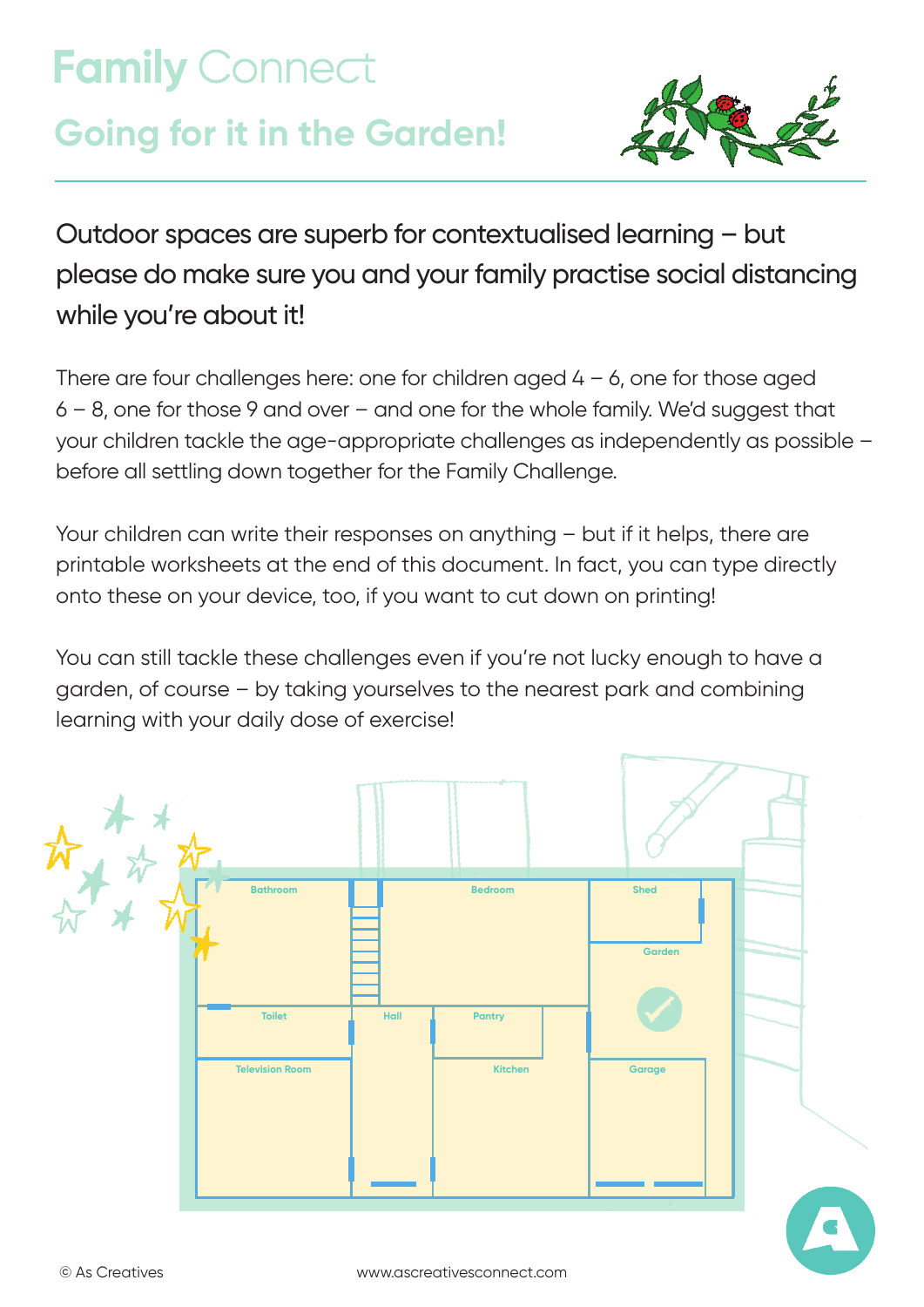# Family Connect

## Going for it in the Garden!

**Outdoor spaces are superb for contextualised learning – but please do make sure you and your family practise social distancing while you're about it!**

There are four challenges here: one for children aged 4 – 6, one for those aged 6 – 8, one for those 9 and over – and one for the whole family. We'd suggest that your children tackle the age-appropriate challenges as independently as possible – before all settling down together for the Family Challenge.

Your children can write their responses on anything – but if it helps, there are printable worksheets at the end of this document. In fact, you can type directly onto these on your device, too, if you want to cut down on printing!

You can still tackle these challenges even if you're not lucky enough to have a garden, of course – by taking yourselves to the nearest park and combining learning with your daily dose of exercise!

Bathroom
Bedroom
Shed
Garden
Toilet
Hall
Pantry
Television Room
Kitchen
Garage

© As Creatives

www.ascreativesconnect.com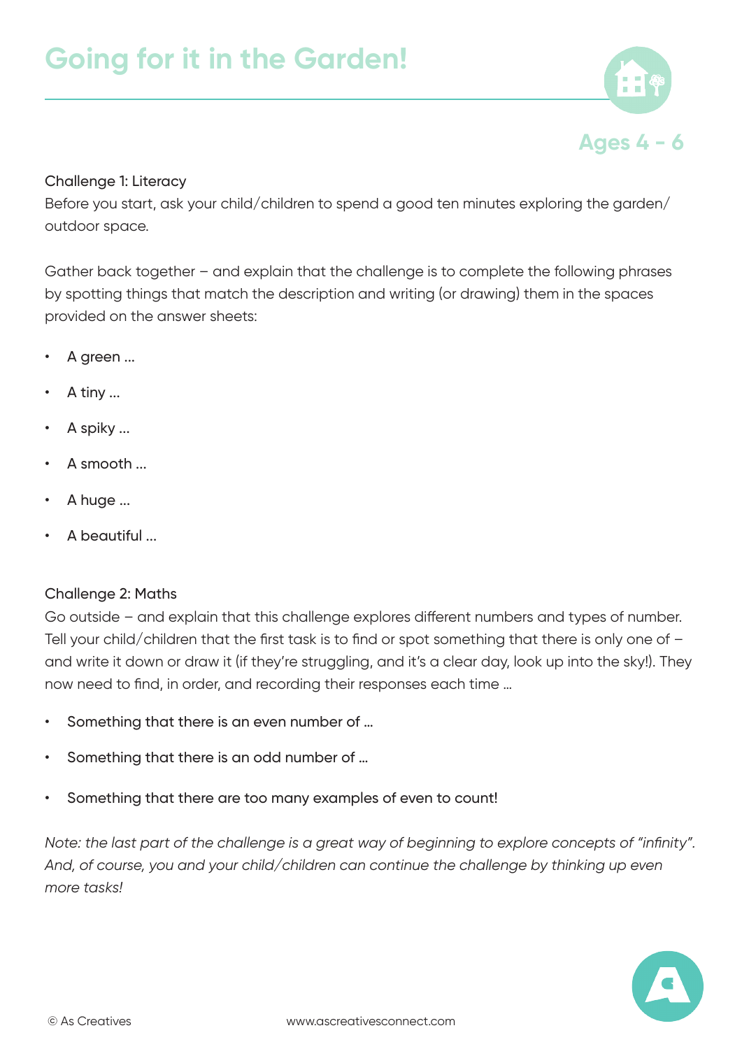# Going for it in the Garden!

Ages 4 - 6

Challenge 1: Literacy

Before you start, ask your child/children to spend a good ten minutes exploring the garden/outdoor space.

Gather back together – and explain that the challenge is to complete the following phrases by spotting things that match the description and writing (or drawing) them in the spaces provided on the answer sheets:

- A green ...
- A tiny ...
- A spiky ...
- A smooth ...
- A huge ...
- A beautiful ...

Challenge 2: Maths

Go outside – and explain that this challenge explores different numbers and types of number. Tell your child/children that the first task is to find or spot something that there is only one of – and write it down or draw it (if they're struggling, and it's a clear day, look up into the sky!). They now need to find, in order, and recording their responses each time ...

- Something that there is an even number of ...
- Something that there is an odd number of ...
- Something that there are too many examples of even to count!

*Note: the last part of the challenge is a great way of beginning to explore concepts of "infinity". And, of course, you and your child/children can continue the challenge by thinking up even more tasks!*

© As Creatives www.ascreativesconnect.com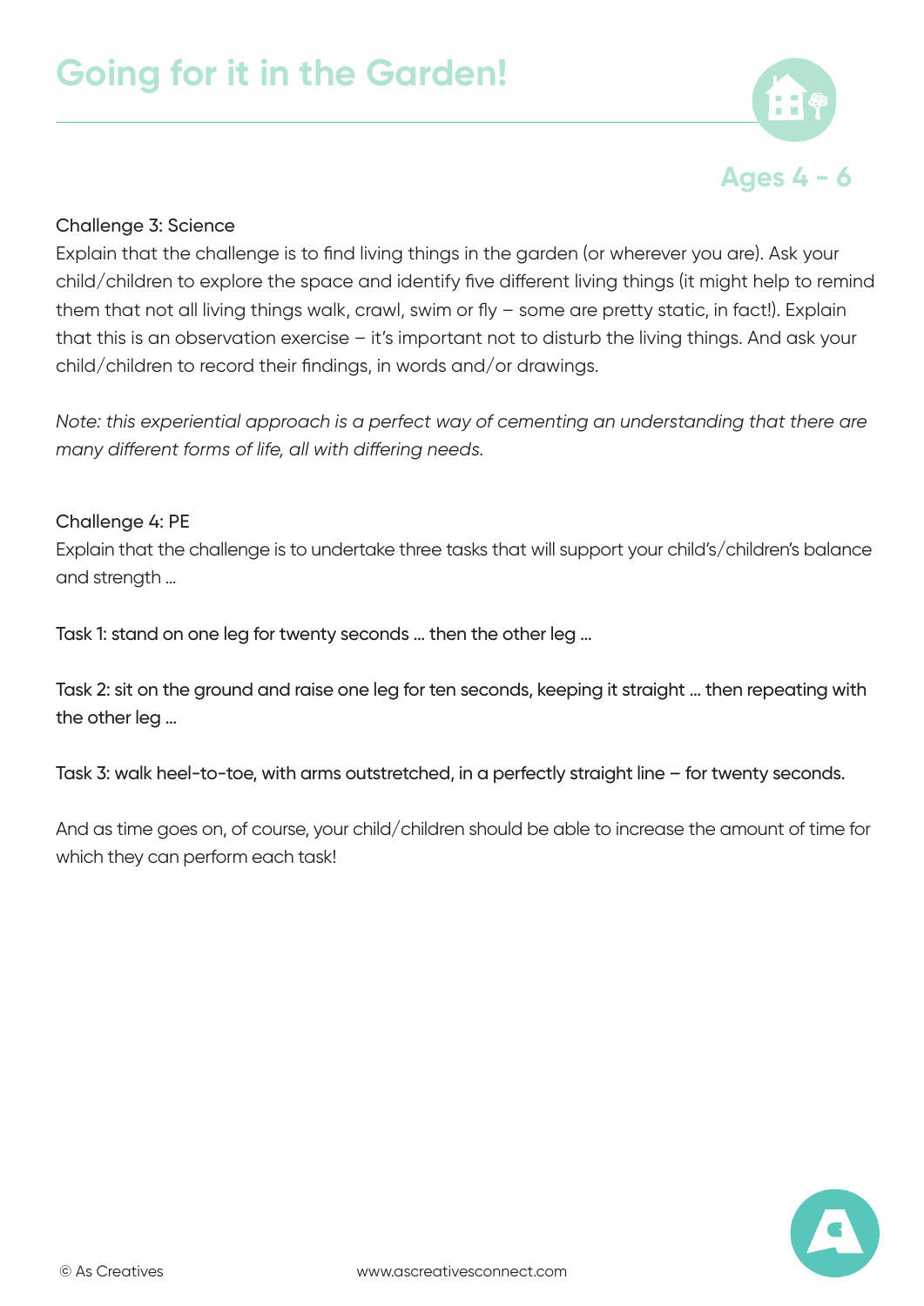# Going for it in the Garden!

Ages 4 - 6

Challenge 3: Science

Explain that the challenge is to find living things in the garden (or wherever you are). Ask your child/children to explore the space and identify five different living things (it might help to remind them that not all living things walk, crawl, swim or fly – some are pretty static, in fact!). Explain that this is an observation exercise – it's important not to disturb the living things. And ask your child/children to record their findings, in words and/or drawings.

*Note: this experiential approach is a perfect way of cementing an understanding that there are many different forms of life, all with differing needs.*

Challenge 4: PE

Explain that the challenge is to undertake three tasks that will support your child's/children's balance and strength …

Task 1: stand on one leg for twenty seconds … then the other leg …

Task 2: sit on the ground and raise one leg for ten seconds, keeping it straight … then repeating with the other leg …

Task 3: walk heel-to-toe, with arms outstretched, in a perfectly straight line – for twenty seconds.

And as time goes on, of course, your child/children should be able to increase the amount of time for which they can perform each task!

© As Creatives www.ascreativesconnect.com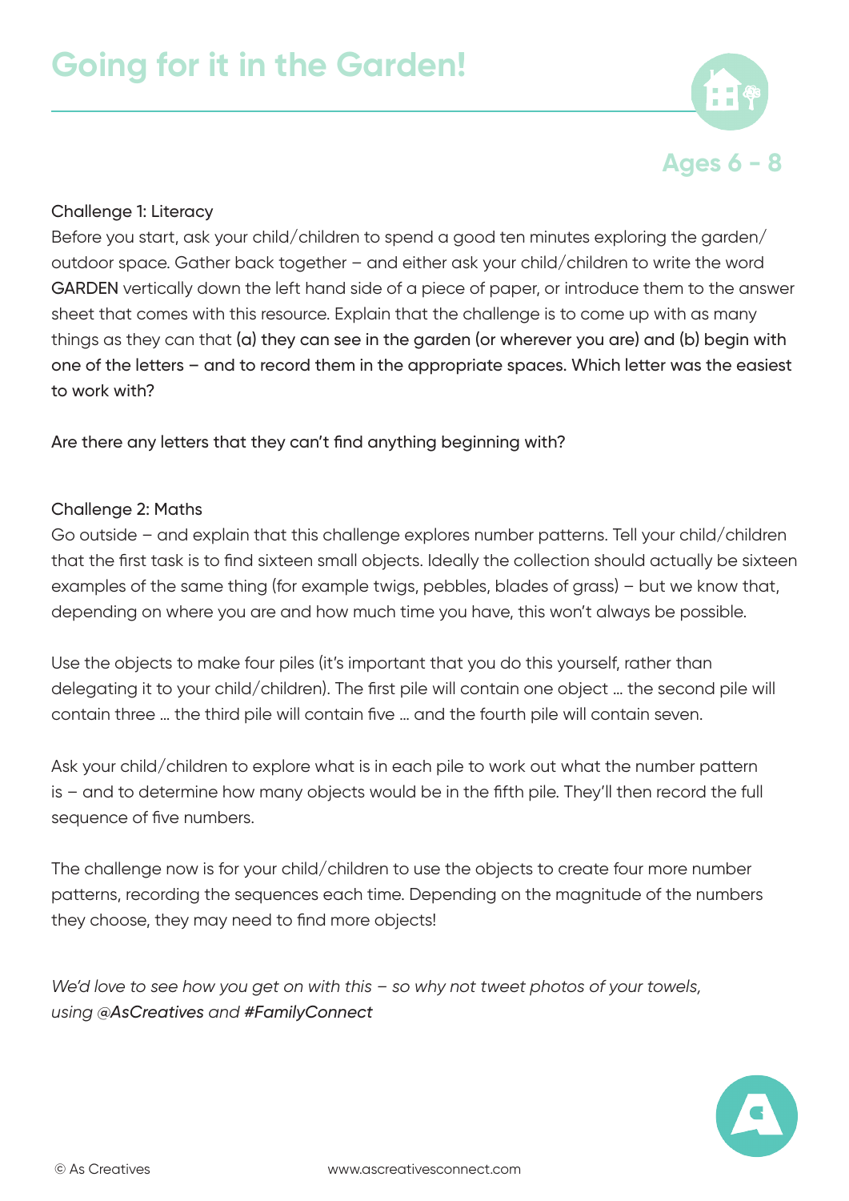# Going for it in the Garden!

**Ages 6 - 8**

Challenge 1: Literacy

Before you start, ask your child/children to spend a good ten minutes exploring the garden/ outdoor space. Gather back together – and either ask your child/children to write the word GARDEN vertically down the left hand side of a piece of paper, or introduce them to the answer sheet that comes with this resource. Explain that the challenge is to come up with as many things as they can that (a) they can see in the garden (or wherever you are) and (b) begin with one of the letters – and to record them in the appropriate spaces. Which letter was the easiest to work with?

Are there any letters that they can't find anything beginning with?

Challenge 2: Maths

Go outside – and explain that this challenge explores number patterns. Tell your child/children that the first task is to find sixteen small objects. Ideally the collection should actually be sixteen examples of the same thing (for example twigs, pebbles, blades of grass) – but we know that, depending on where you are and how much time you have, this won't always be possible.

Use the objects to make four piles (it's important that you do this yourself, rather than delegating it to your child/children). The first pile will contain one object ... the second pile will contain three ... the third pile will contain five ... and the fourth pile will contain seven.

Ask your child/children to explore what is in each pile to work out what the number pattern is – and to determine how many objects would be in the fifth pile. They'll then record the full sequence of five numbers.

The challenge now is for your child/children to use the objects to create four more number patterns, recording the sequences each time. Depending on the magnitude of the numbers they choose, they may need to find more objects!

*We'd love to see how you get on with this – so why not tweet photos of your towels, using **@AsCreatives** and **#FamilyConnect***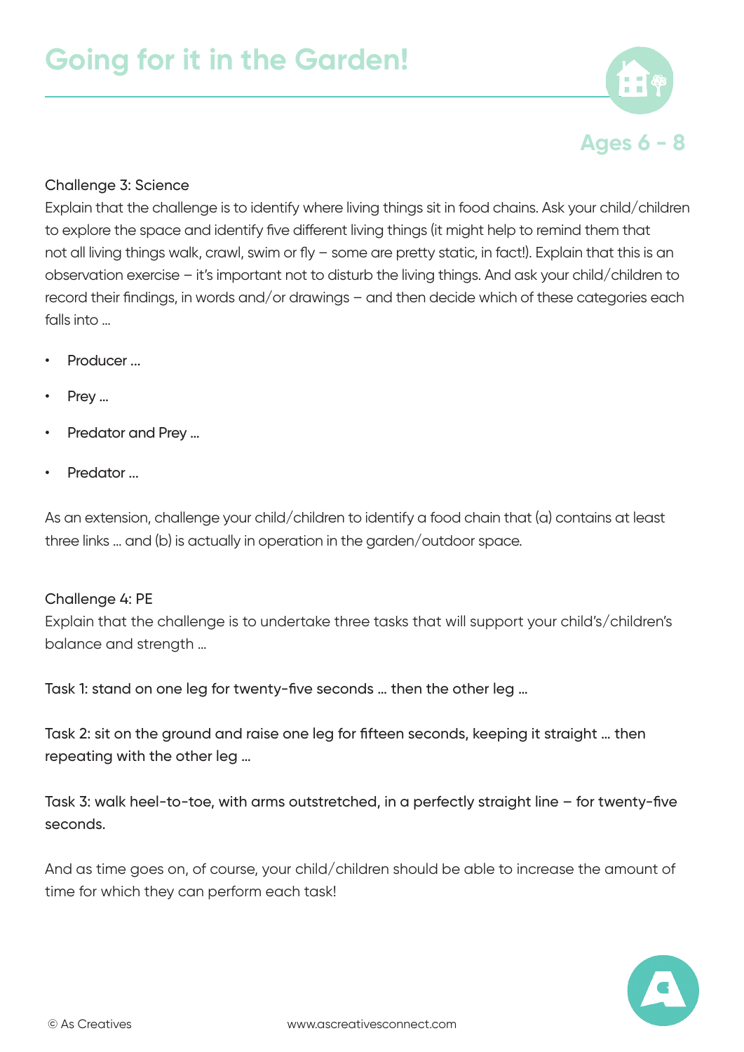# Going for it in the Garden!

Ages 6 - 8

Challenge 3: Science

Explain that the challenge is to identify where living things sit in food chains. Ask your child/children to explore the space and identify five different living things (it might help to remind them that not all living things walk, crawl, swim or fly – some are pretty static, in fact!). Explain that this is an observation exercise – it's important not to disturb the living things. And ask your child/children to record their findings, in words and/or drawings – and then decide which of these categories each falls into ...

- Producer ...
- Prey ...
- Predator and Prey ...
- Predator ...

As an extension, challenge your child/children to identify a food chain that (a) contains at least three links ... and (b) is actually in operation in the garden/outdoor space.

Challenge 4: PE

Explain that the challenge is to undertake three tasks that will support your child's/children's balance and strength ...

Task 1: stand on one leg for twenty-five seconds ... then the other leg ...

Task 2: sit on the ground and raise one leg for fifteen seconds, keeping it straight ... then repeating with the other leg ...

Task 3: walk heel-to-toe, with arms outstretched, in a perfectly straight line – for twenty-five seconds.

And as time goes on, of course, your child/children should be able to increase the amount of time for which they can perform each task!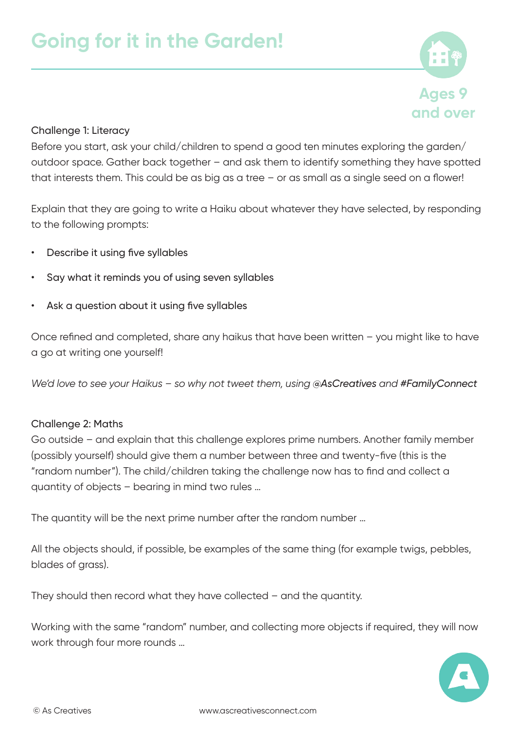# Going for it in the Garden!

Ages 9 and over

Challenge 1: Literacy

Before you start, ask your child/children to spend a good ten minutes exploring the garden/outdoor space. Gather back together – and ask them to identify something they have spotted that interests them. This could be as big as a tree – or as small as a single seed on a flower!

Explain that they are going to write a Haiku about whatever they have selected, by responding to the following prompts:

- Describe it using five syllables
- Say what it reminds you of using seven syllables
- Ask a question about it using five syllables

Once refined and completed, share any haikus that have been written – you might like to have a go at writing one yourself!

*We'd love to see your Haikus – so why not tweet them, using **@AsCreatives** and **#FamilyConnect***

Challenge 2: Maths

Go outside – and explain that this challenge explores prime numbers. Another family member (possibly yourself) should give them a number between three and twenty-five (this is the "random number"). The child/children taking the challenge now has to find and collect a quantity of objects – bearing in mind two rules …

The quantity will be the next prime number after the random number …

All the objects should, if possible, be examples of the same thing (for example twigs, pebbles, blades of grass).

They should then record what they have collected – and the quantity.

Working with the same "random" number, and collecting more objects if required, they will now work through four more rounds …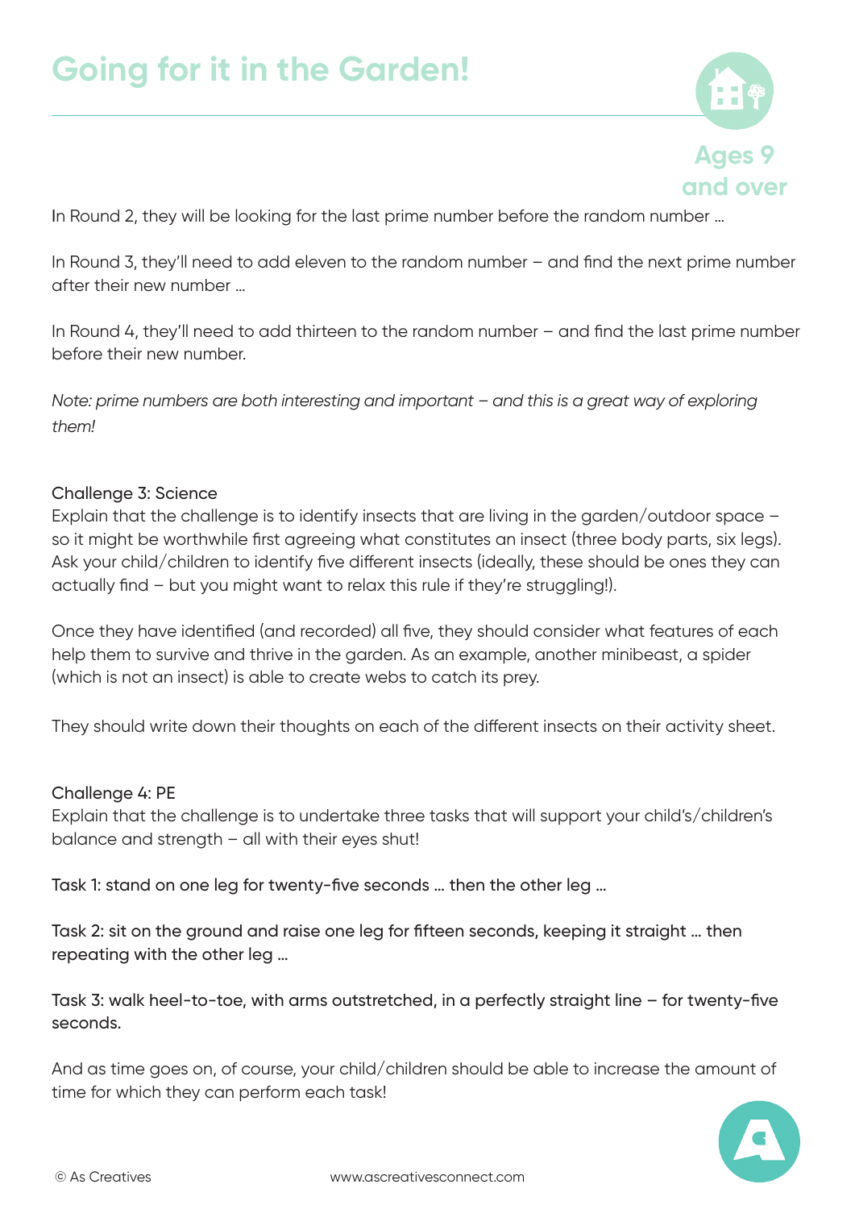In Round 2, they will be looking for the last prime number before the random number …

In Round 3, they'll need to add eleven to the random number – and find the next prime number after their new number …

In Round 4, they'll need to add thirteen to the random number – and find the last prime number before their new number.

*Note: prime numbers are both interesting and important – and this is a great way of exploring them!*

### Challenge 3: Science

Explain that the challenge is to identify insects that are living in the garden/outdoor space – so it might be worthwhile first agreeing what constitutes an insect (three body parts, six legs). Ask your child/children to identify five different insects (ideally, these should be ones they can actually find – but you might want to relax this rule if they're struggling!).

Once they have identified (and recorded) all five, they should consider what features of each help them to survive and thrive in the garden. As an example, another minibeast, a spider (which is not an insect) is able to create webs to catch its prey.

They should write down their thoughts on each of the different insects on their activity sheet.

### Challenge 4: PE

Explain that the challenge is to undertake three tasks that will support your child's/children's balance and strength – all with their eyes shut!

Task 1: stand on one leg for twenty-five seconds … then the other leg …

Task 2: sit on the ground and raise one leg for fifteen seconds, keeping it straight … then repeating with the other leg …

Task 3: walk heel-to-toe, with arms outstretched, in a perfectly straight line – for twenty-five seconds.

And as time goes on, of course, your child/children should be able to increase the amount of time for which they can perform each task!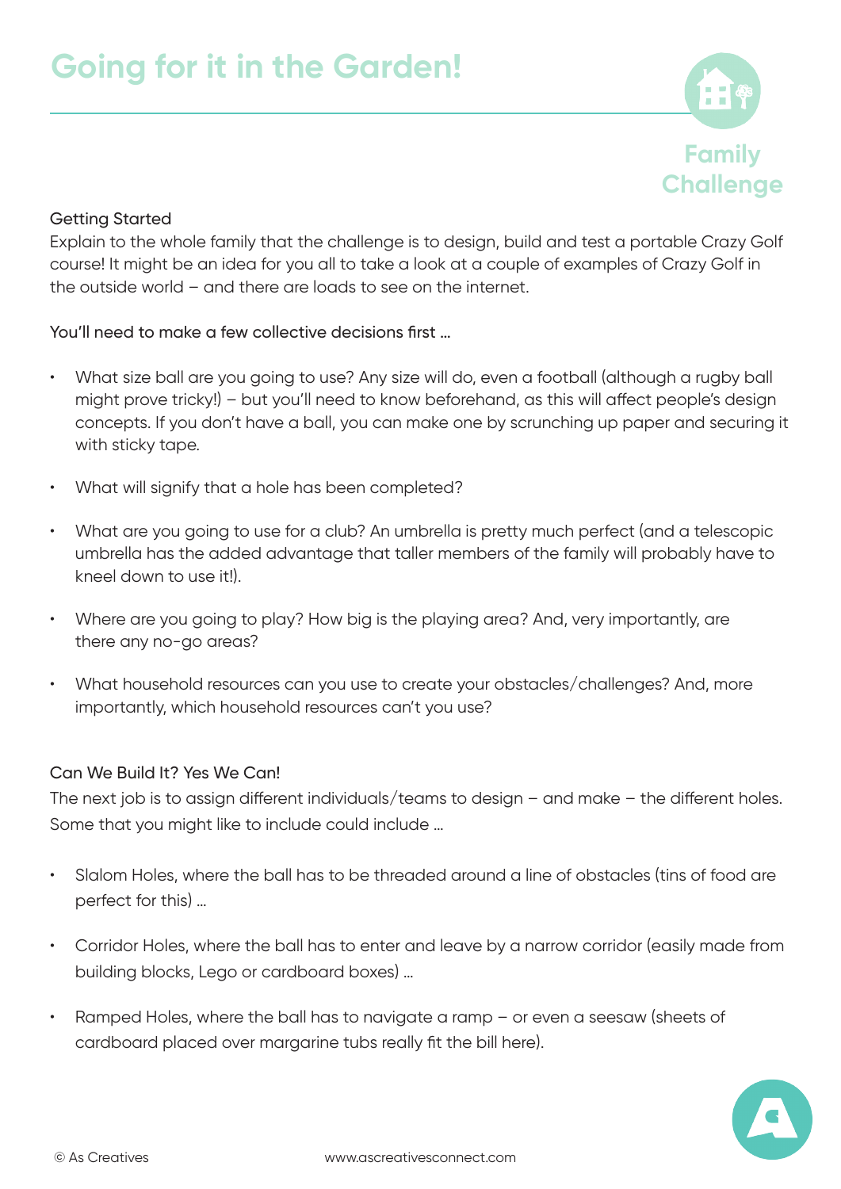# Going for it in the Garden!

Family Challenge

### Getting Started

Explain to the whole family that the challenge is to design, build and test a portable Crazy Golf course! It might be an idea for you all to take a look at a couple of examples of Crazy Golf in the outside world – and there are loads to see on the internet.

You'll need to make a few collective decisions first …

- What size ball are you going to use? Any size will do, even a football (although a rugby ball might prove tricky!) – but you'll need to know beforehand, as this will affect people's design concepts. If you don't have a ball, you can make one by scrunching up paper and securing it with sticky tape.
- What will signify that a hole has been completed?
- What are you going to use for a club? An umbrella is pretty much perfect (and a telescopic umbrella has the added advantage that taller members of the family will probably have to kneel down to use it!).
- Where are you going to play? How big is the playing area? And, very importantly, are there any no-go areas?
- What household resources can you use to create your obstacles/challenges? And, more importantly, which household resources can't you use?

### Can We Build It? Yes We Can!

The next job is to assign different individuals/teams to design – and make – the different holes. Some that you might like to include could include …

- Slalom Holes, where the ball has to be threaded around a line of obstacles (tins of food are perfect for this) …
- Corridor Holes, where the ball has to enter and leave by a narrow corridor (easily made from building blocks, Lego or cardboard boxes) …
- Ramped Holes, where the ball has to navigate a ramp – or even a seesaw (sheets of cardboard placed over margarine tubs really fit the bill here).

© As Creatives www.ascreativesconnect.com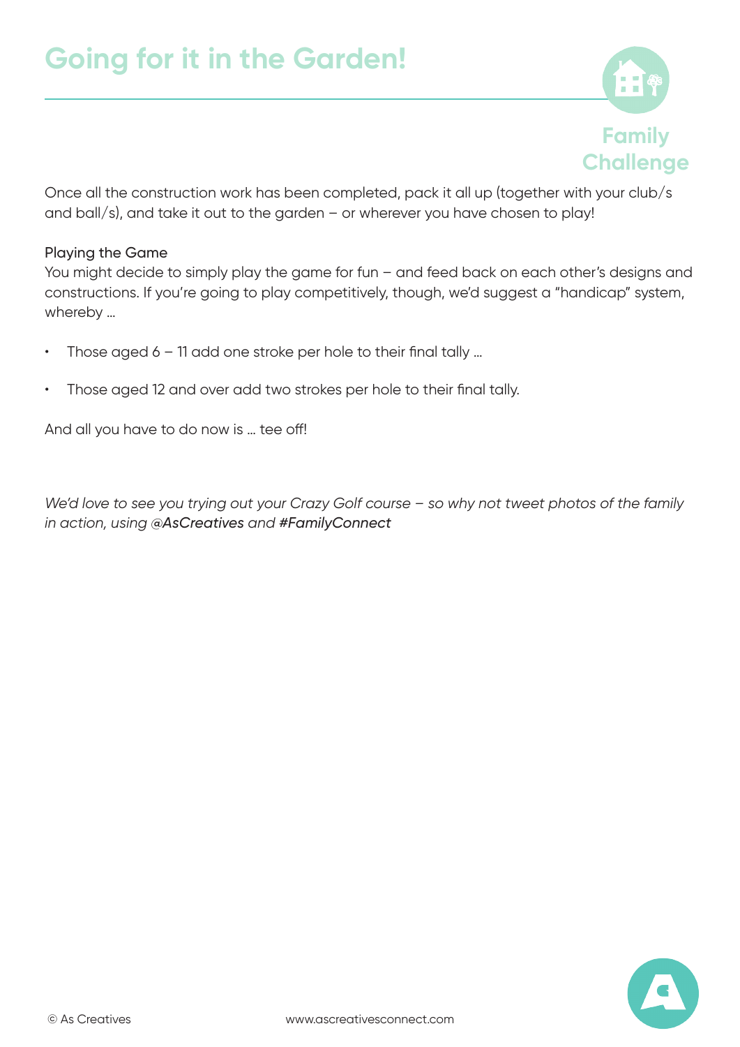# Going for it in the Garden!

Family Challenge

Once all the construction work has been completed, pack it all up (together with your club/s and ball/s), and take it out to the garden – or wherever you have chosen to play!

### Playing the Game

You might decide to simply play the game for fun – and feed back on each other's designs and constructions. If you're going to play competitively, though, we'd suggest a "handicap" system, whereby ...

- Those aged 6 – 11 add one stroke per hole to their final tally ...
- Those aged 12 and over add two strokes per hole to their final tally.

And all you have to do now is ... tee off!

*We'd love to see you trying out your Crazy Golf course – so why not tweet photos of the family in action, using* ***@AsCreatives*** *and* ***#FamilyConnect***

© As Creatives

www.ascreativesconnect.com